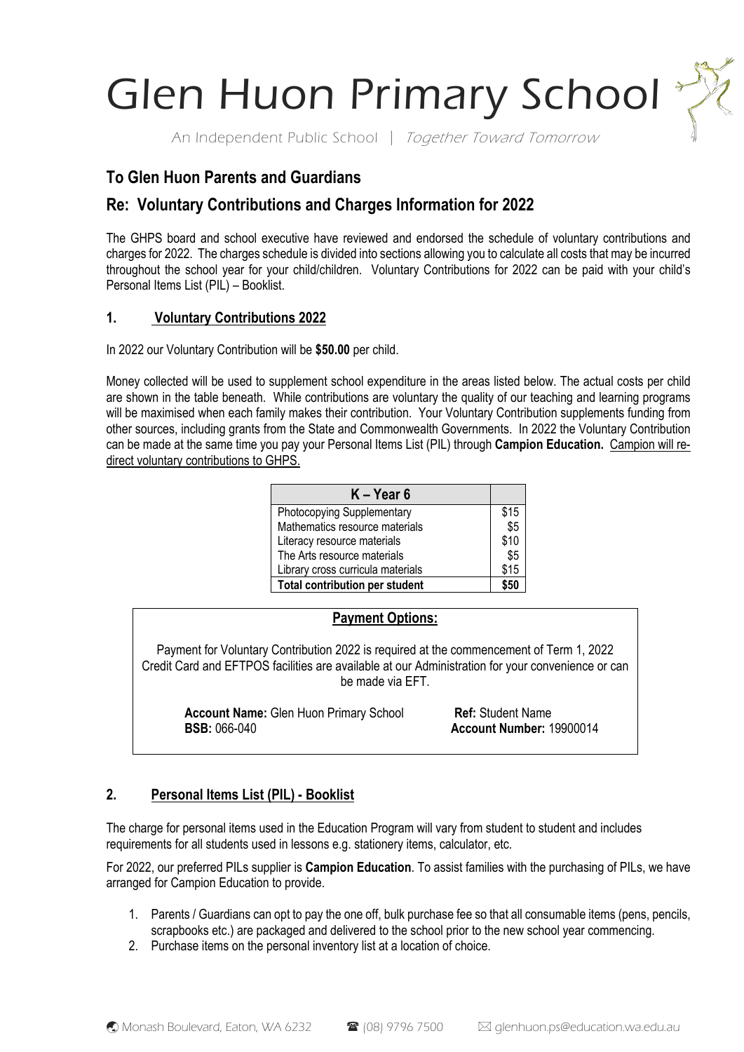# Glen Huon Primary School

An Independent Public School | *Together Toward Tomorrow*

## To Glen Huon Parents and Guardians

## Re: Voluntary Contributions and Charges Information for 2022

The GHPS board and school executive have reviewed and endorsed the schedule of voluntary contributions and charges for 2022. The charges schedule is divided into sections allowing you to calculate all costs that may be incurred throughout the school year for your child/children. Voluntary Contributions for 2022 can be paid with your child's Personal Items List (PIL) – Booklist.

### 1. Voluntary Contributions 2022

In 2022 our Voluntary Contribution will be **$50.00** per child.

Money collected will be used to supplement school expenditure in the areas listed below. The actual costs per child are shown in the table beneath. While contributions are voluntary the quality of our teaching and learning programs will be maximised when each family makes their contribution. Your Voluntary Contribution supplements funding from other sources, including grants from the State and Commonwealth Governments. In 2022 the Voluntary Contribution can be made at the same time you pay your Personal Items List (PIL) through **Campion Education.** Campion will re-direct voluntary contributions to GHPS.

| K – Year 6 | |
|---|---|
| Photocopying Supplementary | $15 |
| Mathematics resource materials | $5 |
| Literacy resource materials | $10 |
| The Arts resource materials | $5 |
| Library cross curricula materials | $15 |
| **Total contribution per student** | **$50** |

**Payment Options:**

Payment for Voluntary Contribution 2022 is required at the commencement of Term 1, 2022
Credit Card and EFTPOS facilities are available at our Administration for your convenience or can be made via EFT.

**Account Name:** Glen Huon Primary School  **Ref:** Student Name
**BSB:** 066-040  **Account Number:** 19900014

### 2. Personal Items List (PIL) - Booklist

The charge for personal items used in the Education Program will vary from student to student and includes requirements for all students used in lessons e.g. stationery items, calculator, etc.

For 2022, our preferred PILs supplier is **Campion Education**. To assist families with the purchasing of PILs, we have arranged for Campion Education to provide.

1. Parents / Guardians can opt to pay the one off, bulk purchase fee so that all consumable items (pens, pencils, scrapbooks etc.) are packaged and delivered to the school prior to the new school year commencing.
2. Purchase items on the personal inventory list at a location of choice.

Monash Boulevard, Eaton, WA 6232 (08) 9796 7500 glenhuon.ps@education.wa.edu.au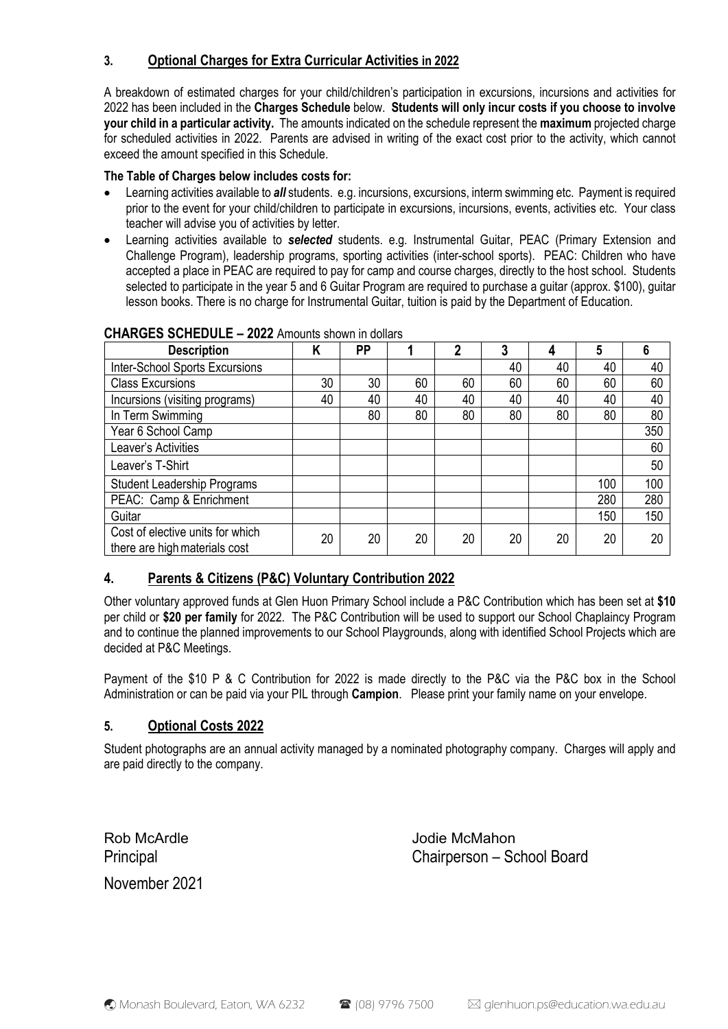## 3. Optional Charges for Extra Curricular Activities in 2022

A breakdown of estimated charges for your child/children's participation in excursions, incursions and activities for 2022 has been included in the **Charges Schedule** below. **Students will only incur costs if you choose to involve your child in a particular activity.** The amounts indicated on the schedule represent the **maximum** projected charge for scheduled activities in 2022. Parents are advised in writing of the exact cost prior to the activity, which cannot exceed the amount specified in this Schedule.

**The Table of Charges below includes costs for:**

- Learning activities available to ***all*** students. e.g. incursions, excursions, interm swimming etc. Payment is required prior to the event for your child/children to participate in excursions, incursions, events, activities etc. Your class teacher will advise you of activities by letter.
- Learning activities available to ***selected*** students. e.g. Instrumental Guitar, PEAC (Primary Extension and Challenge Program), leadership programs, sporting activities (inter-school sports). PEAC: Children who have accepted a place in PEAC are required to pay for camp and course charges, directly to the host school. Students selected to participate in the year 5 and 6 Guitar Program are required to purchase a guitar (approx. $100), guitar lesson books. There is no charge for Instrumental Guitar, tuition is paid by the Department of Education.

**CHARGES SCHEDULE – 2022** Amounts shown in dollars

| Description | K | PP | 1 | 2 | 3 | 4 | 5 | 6 |
|---|---|---|---|---|---|---|---|---|
| Inter-School Sports Excursions | | | | | 40 | 40 | 40 | 40 |
| Class Excursions | 30 | 30 | 60 | 60 | 60 | 60 | 60 | 60 |
| Incursions (visiting programs) | 40 | 40 | 40 | 40 | 40 | 40 | 40 | 40 |
| In Term Swimming | | 80 | 80 | 80 | 80 | 80 | 80 | 80 |
| Year 6 School Camp | | | | | | | | 350 |
| Leaver's Activities | | | | | | | | 60 |
| Leaver's T-Shirt | | | | | | | | 50 |
| Student Leadership Programs | | | | | | | 100 | 100 |
| PEAC: Camp & Enrichment | | | | | | | 280 | 280 |
| Guitar | | | | | | | 150 | 150 |
| Cost of elective units for which there are high materials cost | 20 | 20 | 20 | 20 | 20 | 20 | 20 | 20 |

## 4. Parents & Citizens (P&C) Voluntary Contribution 2022

Other voluntary approved funds at Glen Huon Primary School include a P&C Contribution which has been set at **$10** per child or **$20 per family** for 2022. The P&C Contribution will be used to support our School Chaplaincy Program and to continue the planned improvements to our School Playgrounds, along with identified School Projects which are decided at P&C Meetings.

Payment of the $10 P & C Contribution for 2022 is made directly to the P&C via the P&C box in the School Administration or can be paid via your PIL through **Campion**. Please print your family name on your envelope.

## 5. Optional Costs 2022

Student photographs are an annual activity managed by a nominated photography company. Charges will apply and are paid directly to the company.

Rob McArdle
Principal

Jodie McMahon
Chairperson – School Board

November 2021